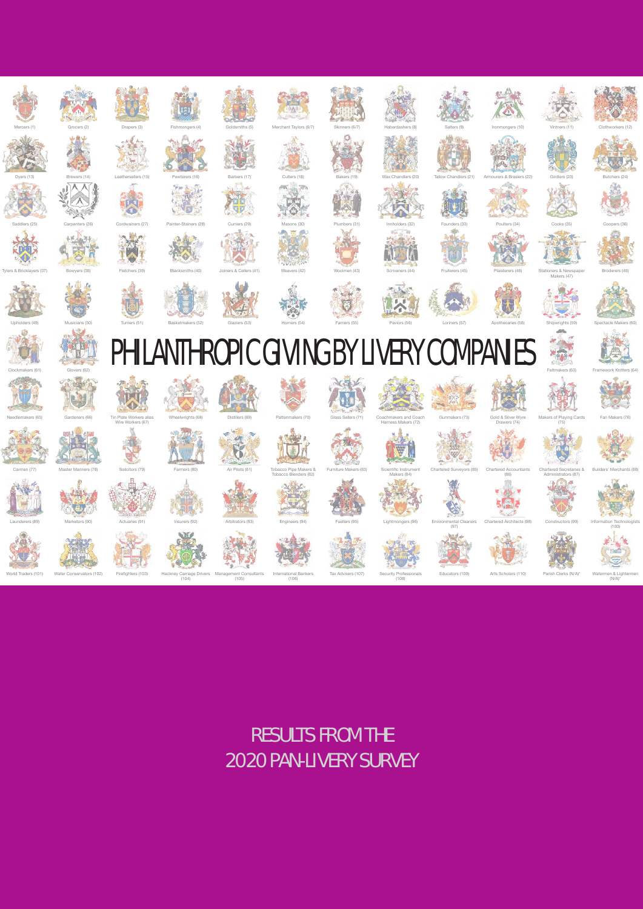Mercers (1) Grocers (2) Drapers (3) Fishmongers (4) Goldsmiths (5) Merchant Taylors (6/7) Skinners (6/7) Haberdashers (8) Salters (9) Ironmongers (10) Vintners (11) Clothworkers (12)

Dyers (13) Brewers (14) Leathersellers (15) Pewterers (16) Barbers (17) Cutlers (18) Bakers (19) Wax Chandlers (20) Tallow Chandlers (21) Armourers & Brasiers (22) Girdlers (23) Butchers (24)

Saddlers (25) Carpenters (26) Cordwainers (27) Painter-Stainers (28) Curriers (29) Masons (30) Plumbers (31) Innholders (32) Founders (33) Poulters (34) Cooks (35) Coopers (36)

Tylers & Bricklayers (37) Bowyers (38) Fletchers (39) Blacksmiths (40) Joiners & Ceilers (41) Weavers (42) Woolmen (43) Scriveners (44) Fruiterers (45) Plaisterers (46) Stationers & Newspaper Makers (47) Broderers (48)

Upholders (49) Musicians (50) Turners (51) Basketmakers (52) Glaziers (53) Horners (54) Farriers (55) Paviors (56) Loriners (57) Apothecaries (58) Shipwrights (59) Spectacle Makers (60)

# PHILANTHROPIC GIVING BY LIVERY COMPANIES

Clockmakers (61) Glovers (62) Feltmakers (63) Framework Knitters (64)

Needlemakers (65) Gardeners (66) Tin Plate Workers alias Wire Workers (67) Wheelwrights (68) Distillers (69) Pattenmakers (70) Glass Sellers (71) Coachmakers and Coach Harness Makers (72) Gunmakers (73) Gold & Silver Wyre Drawers (74) Makers of Playing Cards (75) Fan Makers (76)

Carmen (77) Master Mariners (78) Solicitors (79) Farmers (80) Air Pilots (81) Tobacco Pipe Makers & Tobacco Blenders (82) Furniture Makers (83) Scientific Instrument Makers (84) Chartered Surveyors (85) Chartered Accountants (86) Chartered Secretaries & Administrators (87) Builders' Merchants (88)

Launderers (89) Marketors (90) Actuaries (91) Insurers (92) Arbitrators (93) Engineers (94) Fuellers (95) Lightmongers (96) Environmental Cleaners (97) Chartered Architects (98) Constructors (99) Information Technologists (100)

World Traders (101) Water Conservators (102) Firefighters (103) Hackney Carriage Drivers (104) Management Consultants (105) International Bankers (106) Tax Advisers (107) Security Professionals (108) Educators (109) Arts Scholars (110) Parish Clerks (N/A)* Watermen & Lightermen (N/A)*

## RESULTS FROM THE 2020 PAN-LIVERY SURVEY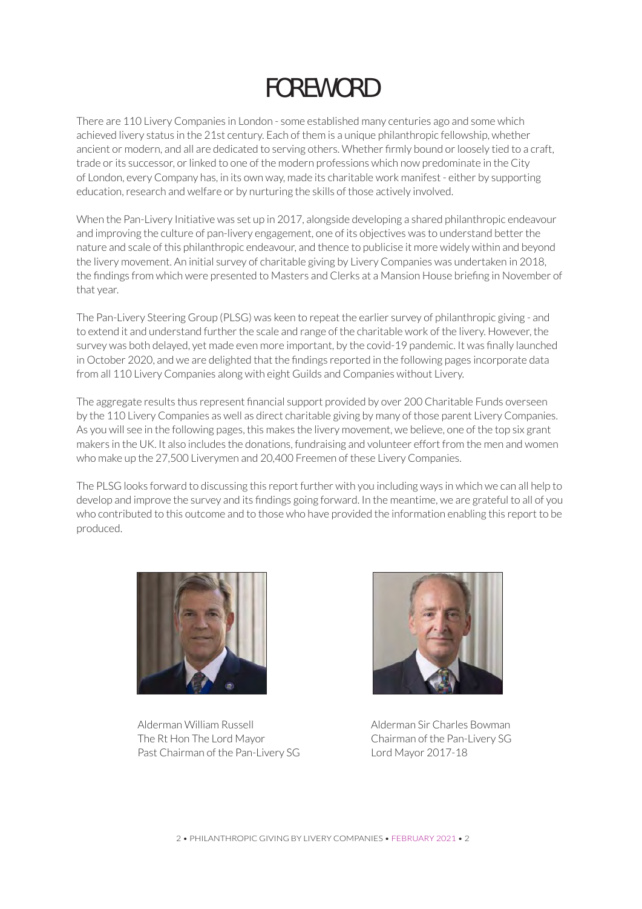# FOREWORD

There are 110 Livery Companies in London - some established many centuries ago and some which achieved livery status in the 21st century. Each of them is a unique philanthropic fellowship, whether ancient or modern, and all are dedicated to serving others. Whether firmly bound or loosely tied to a craft, trade or its successor, or linked to one of the modern professions which now predominate in the City of London, every Company has, in its own way, made its charitable work manifest - either by supporting education, research and welfare or by nurturing the skills of those actively involved.

When the Pan-Livery Initiative was set up in 2017, alongside developing a shared philanthropic endeavour and improving the culture of pan-livery engagement, one of its objectives was to understand better the nature and scale of this philanthropic endeavour, and thence to publicise it more widely within and beyond the livery movement. An initial survey of charitable giving by Livery Companies was undertaken in 2018, the findings from which were presented to Masters and Clerks at a Mansion House briefing in November of that year.

The Pan-Livery Steering Group (PLSG) was keen to repeat the earlier survey of philanthropic giving - and to extend it and understand further the scale and range of the charitable work of the livery. However, the survey was both delayed, yet made even more important, by the covid-19 pandemic. It was finally launched in October 2020, and we are delighted that the findings reported in the following pages incorporate data from all 110 Livery Companies along with eight Guilds and Companies without Livery.

The aggregate results thus represent financial support provided by over 200 Charitable Funds overseen by the 110 Livery Companies as well as direct charitable giving by many of those parent Livery Companies. As you will see in the following pages, this makes the livery movement, we believe, one of the top six grant makers in the UK. It also includes the donations, fundraising and volunteer effort from the men and women who make up the 27,500 Liverymen and 20,400 Freemen of these Livery Companies.

The PLSG looks forward to discussing this report further with you including ways in which we can all help to develop and improve the survey and its findings going forward. In the meantime, we are grateful to all of you who contributed to this outcome and to those who have provided the information enabling this report to be produced.

Alderman William Russell
The Rt Hon The Lord Mayor
Past Chairman of the Pan-Livery SG

Alderman Sir Charles Bowman
Chairman of the Pan-Livery SG
Lord Mayor 2017-18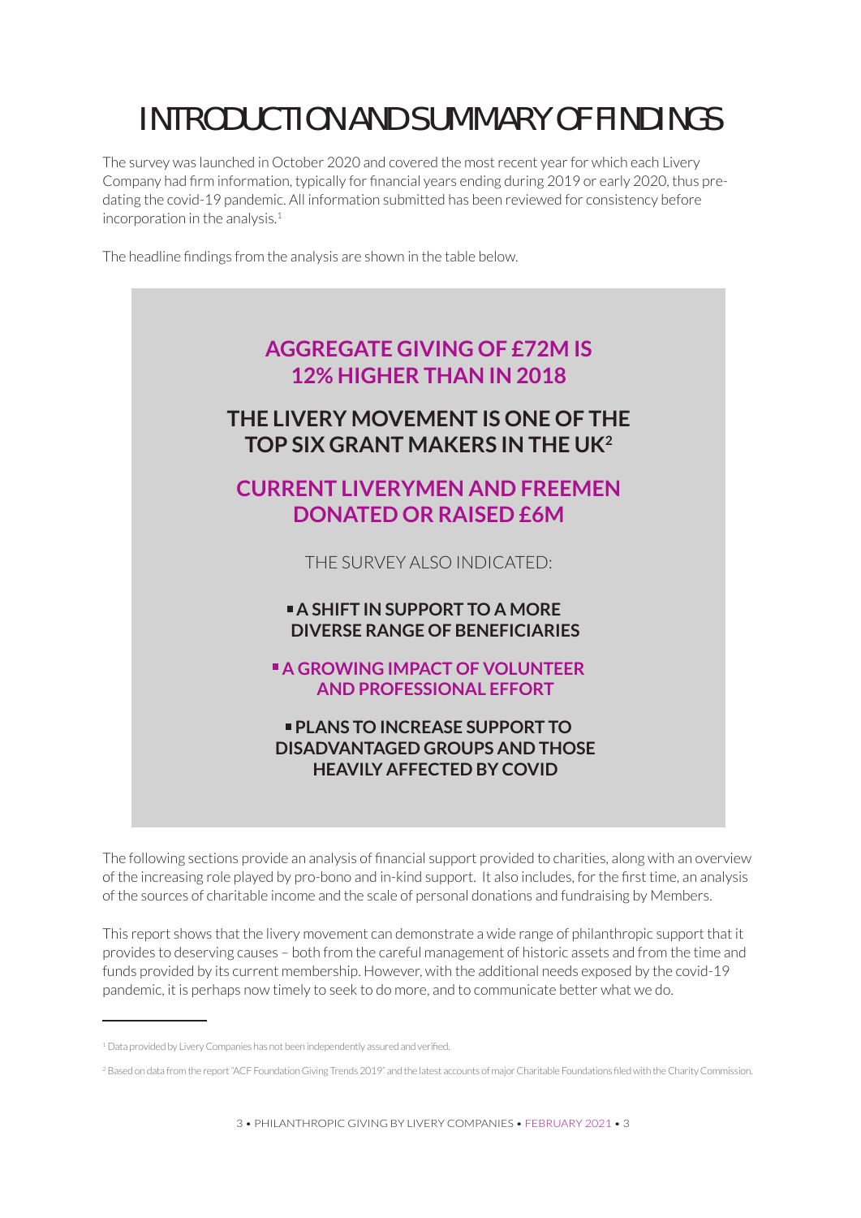# INTRODUCTION AND SUMMARY OF FINDINGS

The survey was launched in October 2020 and covered the most recent year for which each Livery Company had firm information, typically for financial years ending during 2019 or early 2020, thus pre-dating the covid-19 pandemic. All information submitted has been reviewed for consistency before incorporation in the analysis.[1]

The headline findings from the analysis are shown in the table below.

**AGGREGATE GIVING OF £72M IS 12% HIGHER THAN IN 2018**

**THE LIVERY MOVEMENT IS ONE OF THE TOP SIX GRANT MAKERS IN THE UK[2]**

**CURRENT LIVERYMEN AND FREEMEN DONATED OR RAISED £6M**

THE SURVEY ALSO INDICATED:

- **A SHIFT IN SUPPORT TO A MORE DIVERSE RANGE OF BENEFICIARIES**
- **A GROWING IMPACT OF VOLUNTEER AND PROFESSIONAL EFFORT**
- **PLANS TO INCREASE SUPPORT TO DISADVANTAGED GROUPS AND THOSE HEAVILY AFFECTED BY COVID**

The following sections provide an analysis of financial support provided to charities, along with an overview of the increasing role played by pro-bono and in-kind support. It also includes, for the first time, an analysis of the sources of charitable income and the scale of personal donations and fundraising by Members.

This report shows that the livery movement can demonstrate a wide range of philanthropic support that it provides to deserving causes – both from the careful management of historic assets and from the time and funds provided by its current membership. However, with the additional needs exposed by the covid-19 pandemic, it is perhaps now timely to seek to do more, and to communicate better what we do.

---

[1] Data provided by Livery Companies has not been independently assured and verified.

[2] Based on data from the report "ACF Foundation Giving Trends 2019" and the latest accounts of major Charitable Foundations filed with the Charity Commission.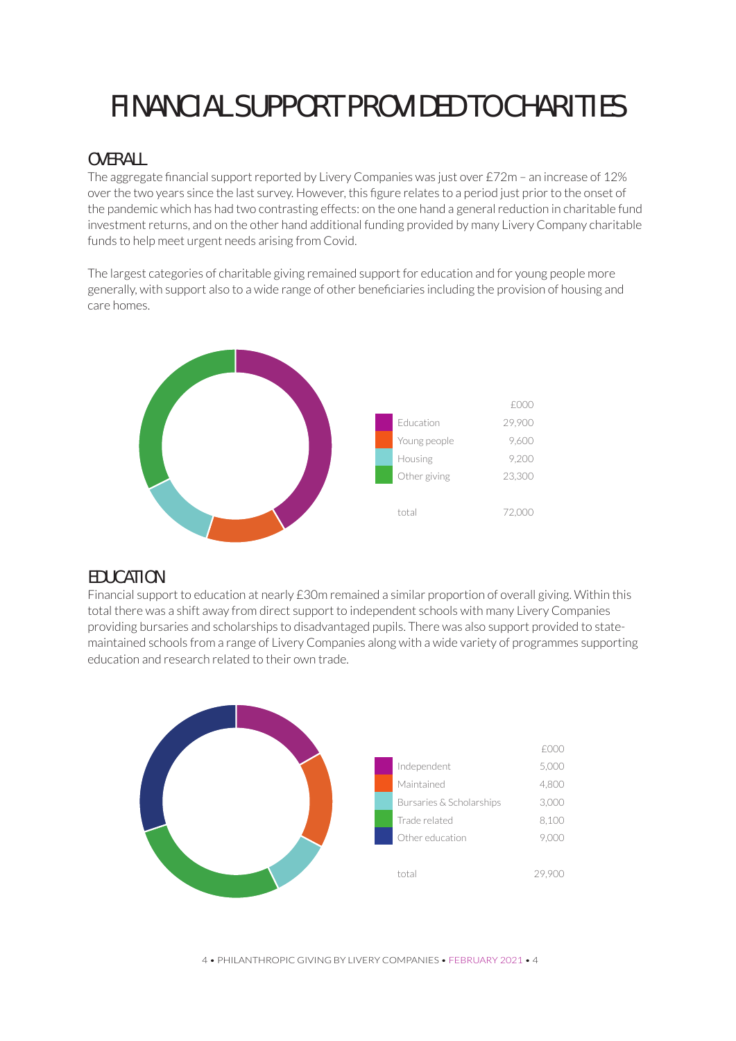# FINANCIAL SUPPORT PROVIDED TO CHARITIES

## OVERALL

The aggregate financial support reported by Livery Companies was just over £72m – an increase of 12% over the two years since the last survey. However, this figure relates to a period just prior to the onset of the pandemic which has had two contrasting effects: on the one hand a general reduction in charitable fund investment returns, and on the other hand additional funding provided by many Livery Company charitable funds to help meet urgent needs arising from Covid.

The largest categories of charitable giving remained support for education and for young people more generally, with support also to a wide range of other beneficiaries including the provision of housing and care homes.

| | £000 |
|---|---|
| Education | 29,900 |
| Young people | 9,600 |
| Housing | 9,200 |
| Other giving | 23,300 |
| total | 72,000 |

## EDUCATION

Financial support to education at nearly £30m remained a similar proportion of overall giving. Within this total there was a shift away from direct support to independent schools with many Livery Companies providing bursaries and scholarships to disadvantaged pupils. There was also support provided to state-maintained schools from a range of Livery Companies along with a wide variety of programmes supporting education and research related to their own trade.

| | £000 |
|---|---|
| Independent | 5,000 |
| Maintained | 4,800 |
| Bursaries & Scholarships | 3,000 |
| Trade related | 8,100 |
| Other education | 9,000 |
| total | 29,900 |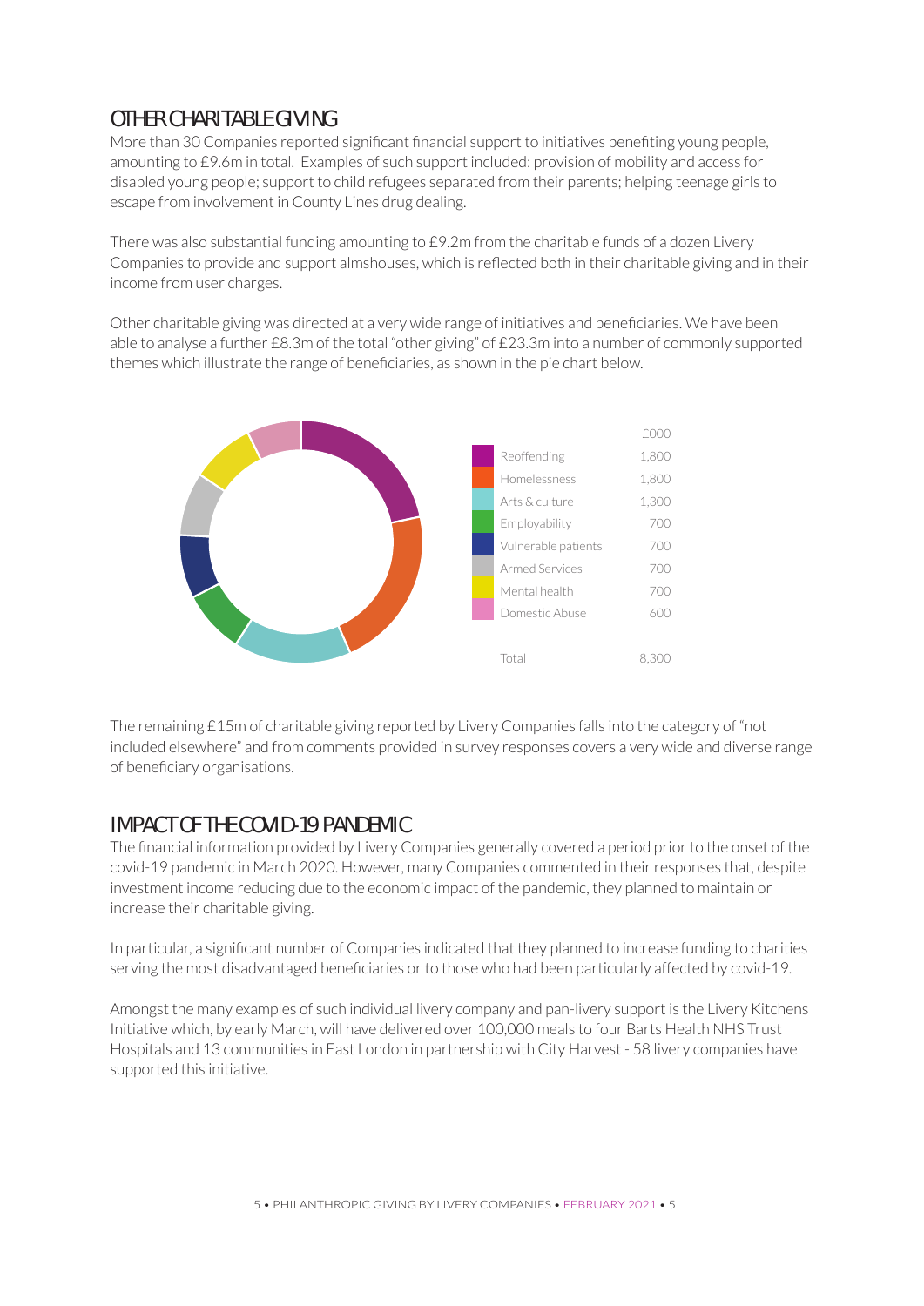## OTHER CHARITABLE GIVING

More than 30 Companies reported significant financial support to initiatives benefiting young people, amounting to £9.6m in total. Examples of such support included: provision of mobility and access for disabled young people; support to child refugees separated from their parents; helping teenage girls to escape from involvement in County Lines drug dealing.

There was also substantial funding amounting to £9.2m from the charitable funds of a dozen Livery Companies to provide and support almshouses, which is reflected both in their charitable giving and in their income from user charges.

Other charitable giving was directed at a very wide range of initiatives and beneficiaries. We have been able to analyse a further £8.3m of the total "other giving" of £23.3m into a number of commonly supported themes which illustrate the range of beneficiaries, as shown in the pie chart below.

| | £000 |
|---|---|
| Reoffending | 1,800 |
| Homelessness | 1,800 |
| Arts & culture | 1,300 |
| Employability | 700 |
| Vulnerable patients | 700 |
| Armed Services | 700 |
| Mental health | 700 |
| Domestic Abuse | 600 |
| Total | 8,300 |

The remaining £15m of charitable giving reported by Livery Companies falls into the category of "not included elsewhere" and from comments provided in survey responses covers a very wide and diverse range of beneficiary organisations.

## IMPACT OF THE COVID-19 PANDEMIC

The financial information provided by Livery Companies generally covered a period prior to the onset of the covid-19 pandemic in March 2020. However, many Companies commented in their responses that, despite investment income reducing due to the economic impact of the pandemic, they planned to maintain or increase their charitable giving.

In particular, a significant number of Companies indicated that they planned to increase funding to charities serving the most disadvantaged beneficiaries or to those who had been particularly affected by covid-19.

Amongst the many examples of such individual livery company and pan-livery support is the Livery Kitchens Initiative which, by early March, will have delivered over 100,000 meals to four Barts Health NHS Trust Hospitals and 13 communities in East London in partnership with City Harvest - 58 livery companies have supported this initiative.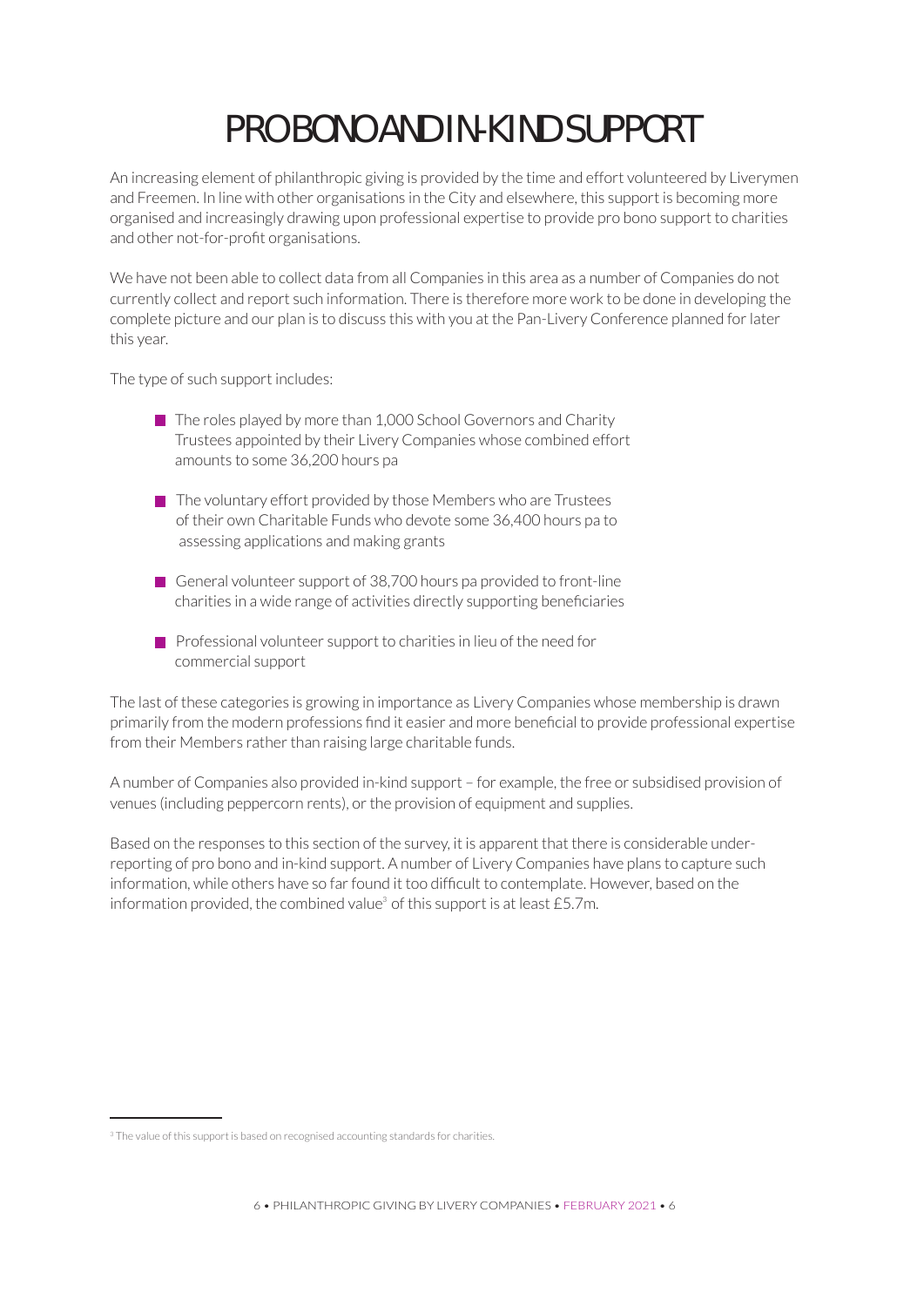# PRO BONO AND IN-KIND SUPPORT

An increasing element of philanthropic giving is provided by the time and effort volunteered by Liverymen and Freemen. In line with other organisations in the City and elsewhere, this support is becoming more organised and increasingly drawing upon professional expertise to provide pro bono support to charities and other not-for-profit organisations.

We have not been able to collect data from all Companies in this area as a number of Companies do not currently collect and report such information. There is therefore more work to be done in developing the complete picture and our plan is to discuss this with you at the Pan-Livery Conference planned for later this year.

The type of such support includes:

- The roles played by more than 1,000 School Governors and Charity Trustees appointed by their Livery Companies whose combined effort amounts to some 36,200 hours pa
- The voluntary effort provided by those Members who are Trustees of their own Charitable Funds who devote some 36,400 hours pa to assessing applications and making grants
- General volunteer support of 38,700 hours pa provided to front-line charities in a wide range of activities directly supporting beneficiaries
- Professional volunteer support to charities in lieu of the need for commercial support

The last of these categories is growing in importance as Livery Companies whose membership is drawn primarily from the modern professions find it easier and more beneficial to provide professional expertise from their Members rather than raising large charitable funds.

A number of Companies also provided in-kind support – for example, the free or subsidised provision of venues (including peppercorn rents), or the provision of equipment and supplies.

Based on the responses to this section of the survey, it is apparent that there is considerable under-reporting of pro bono and in-kind support. A number of Livery Companies have plans to capture such information, while others have so far found it too difficult to contemplate. However, based on the information provided, the combined value[3] of this support is at least £5.7m.

---

[3] The value of this support is based on recognised accounting standards for charities.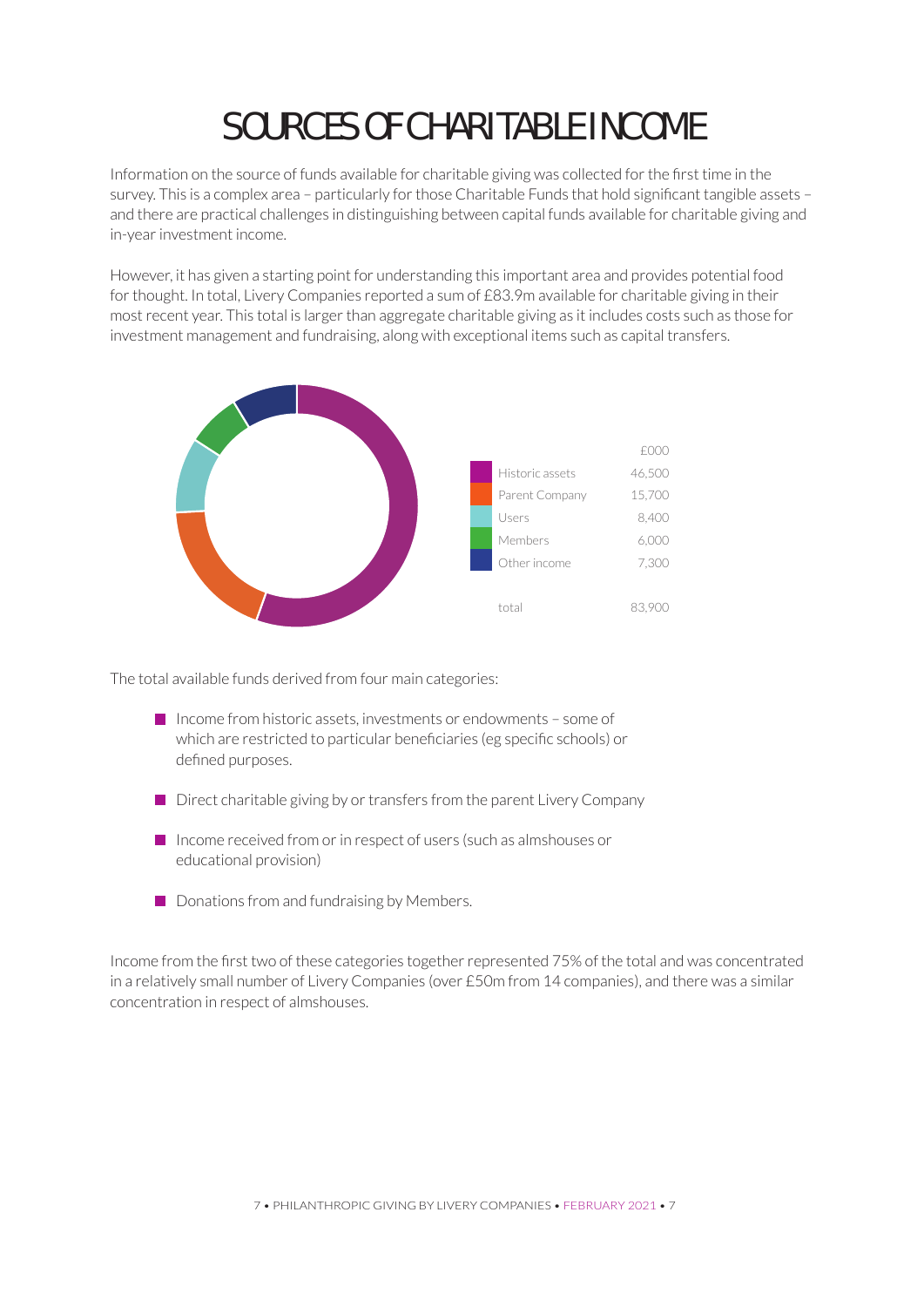# SOURCES OF CHARITABLE INCOME

Information on the source of funds available for charitable giving was collected for the first time in the survey. This is a complex area – particularly for those Charitable Funds that hold significant tangible assets – and there are practical challenges in distinguishing between capital funds available for charitable giving and in-year investment income.

However, it has given a starting point for understanding this important area and provides potential food for thought. In total, Livery Companies reported a sum of £83.9m available for charitable giving in their most recent year. This total is larger than aggregate charitable giving as it includes costs such as those for investment management and fundraising, along with exceptional items such as capital transfers.

| | £000 |
|---|---|
| Historic assets | 46,500 |
| Parent Company | 15,700 |
| Users | 8,400 |
| Members | 6,000 |
| Other income | 7,300 |
| total | 83,900 |

The total available funds derived from four main categories:

- Income from historic assets, investments or endowments – some of which are restricted to particular beneficiaries (eg specific schools) or defined purposes.
- Direct charitable giving by or transfers from the parent Livery Company
- Income received from or in respect of users (such as almshouses or educational provision)
- Donations from and fundraising by Members.

Income from the first two of these categories together represented 75% of the total and was concentrated in a relatively small number of Livery Companies (over £50m from 14 companies), and there was a similar concentration in respect of almshouses.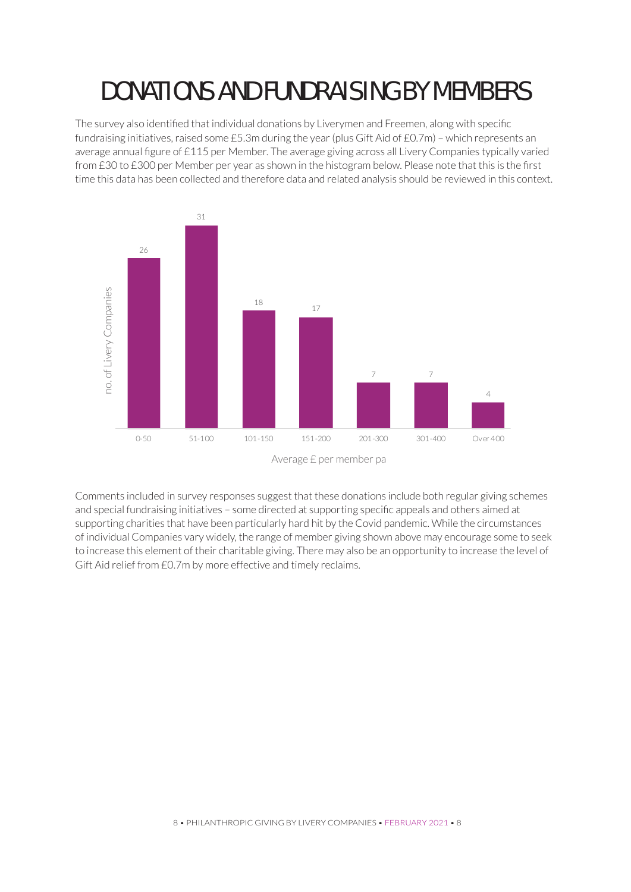# DONATIONS AND FUNDRAISING BY MEMBERS

The survey also identified that individual donations by Liverymen and Freemen, along with specific fundraising initiatives, raised some £5.3m during the year (plus Gift Aid of £0.7m) – which represents an average annual figure of £115 per Member. The average giving across all Livery Companies typically varied from £30 to £300 per Member per year as shown in the histogram below. Please note that this is the first time this data has been collected and therefore data and related analysis should be reviewed in this context.

| Average £ per member pa | no. of Livery Companies |
|---|---|
| 0-50 | 26 |
| 51-100 | 31 |
| 101-150 | 18 |
| 151-200 | 17 |
| 201-300 | 7 |
| 301-400 | 7 |
| Over 400 | 4 |

Comments included in survey responses suggest that these donations include both regular giving schemes and special fundraising initiatives – some directed at supporting specific appeals and others aimed at supporting charities that have been particularly hard hit by the Covid pandemic. While the circumstances of individual Companies vary widely, the range of member giving shown above may encourage some to seek to increase this element of their charitable giving. There may also be an opportunity to increase the level of Gift Aid relief from £0.7m by more effective and timely reclaims.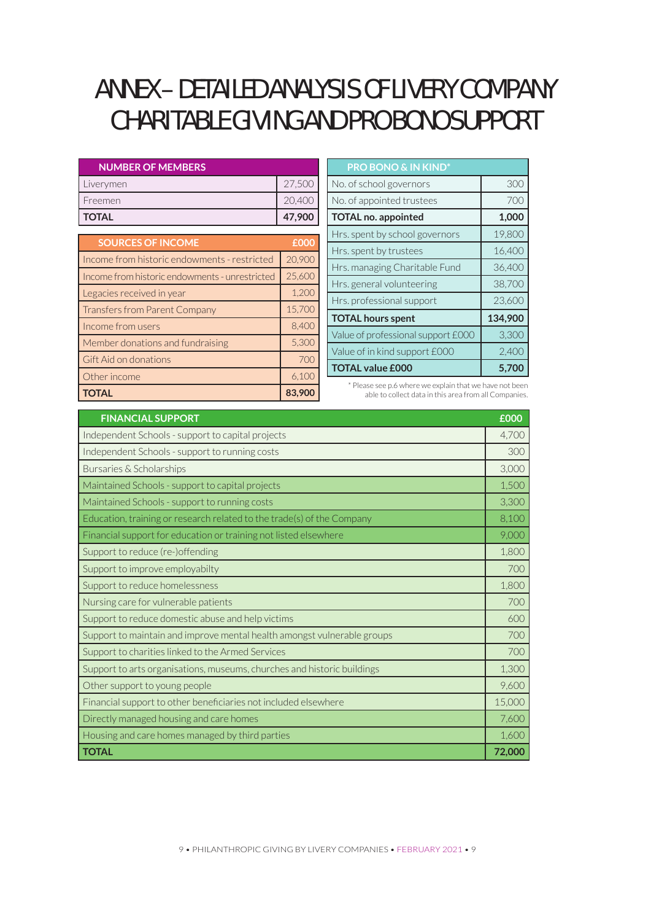# ANNEX – DETAILED ANALYSIS OF LIVERY COMPANY CHARITABLE GIVING AND PRO BONO SUPPORT

| NUMBER OF MEMBERS | |
|---|---|
| Liverymen | 27,500 |
| Freemen | 20,400 |
| **TOTAL** | **47,900** |

| SOURCES OF INCOME | £000 |
|---|---|
| Income from historic endowments - restricted | 20,900 |
| Income from historic endowments - unrestricted | 25,600 |
| Legacies received in year | 1,200 |
| Transfers from Parent Company | 15,700 |
| Income from users | 8,400 |
| Member donations and fundraising | 5,300 |
| Gift Aid on donations | 700 |
| Other income | 6,100 |
| **TOTAL** | **83,900** |

| PRO BONO & IN KIND* | |
|---|---|
| No. of school governors | 300 |
| No. of appointed trustees | 700 |
| **TOTAL no. appointed** | **1,000** |
| Hrs. spent by school governors | 19,800 |
| Hrs. spent by trustees | 16,400 |
| Hrs. managing Charitable Fund | 36,400 |
| Hrs. general volunteering | 38,700 |
| Hrs. professional support | 23,600 |
| **TOTAL hours spent** | **134,900** |
| Value of professional support £000 | 3,300 |
| Value of in kind support £000 | 2,400 |
| **TOTAL value £000** | **5,700** |

\* Please see p.6 where we explain that we have not been able to collect data in this area from all Companies.

| FINANCIAL SUPPORT | £000 |
|---|---|
| Independent Schools - support to capital projects | 4,700 |
| Independent Schools - support to running costs | 300 |
| Bursaries & Scholarships | 3,000 |
| Maintained Schools - support to capital projects | 1,500 |
| Maintained Schools - support to running costs | 3,300 |
| Education, training or research related to the trade(s) of the Company | 8,100 |
| Financial support for education or training not listed elsewhere | 9,000 |
| Support to reduce (re-)offending | 1,800 |
| Support to improve employabilty | 700 |
| Support to reduce homelessness | 1,800 |
| Nursing care for vulnerable patients | 700 |
| Support to reduce domestic abuse and help victims | 600 |
| Support to maintain and improve mental health amongst vulnerable groups | 700 |
| Support to charities linked to the Armed Services | 700 |
| Support to arts organisations, museums, churches and historic buildings | 1,300 |
| Other support to young people | 9,600 |
| Financial support to other beneficiaries not included elsewhere | 15,000 |
| Directly managed housing and care homes | 7,600 |
| Housing and care homes managed by third parties | 1,600 |
| **TOTAL** | **72,000** |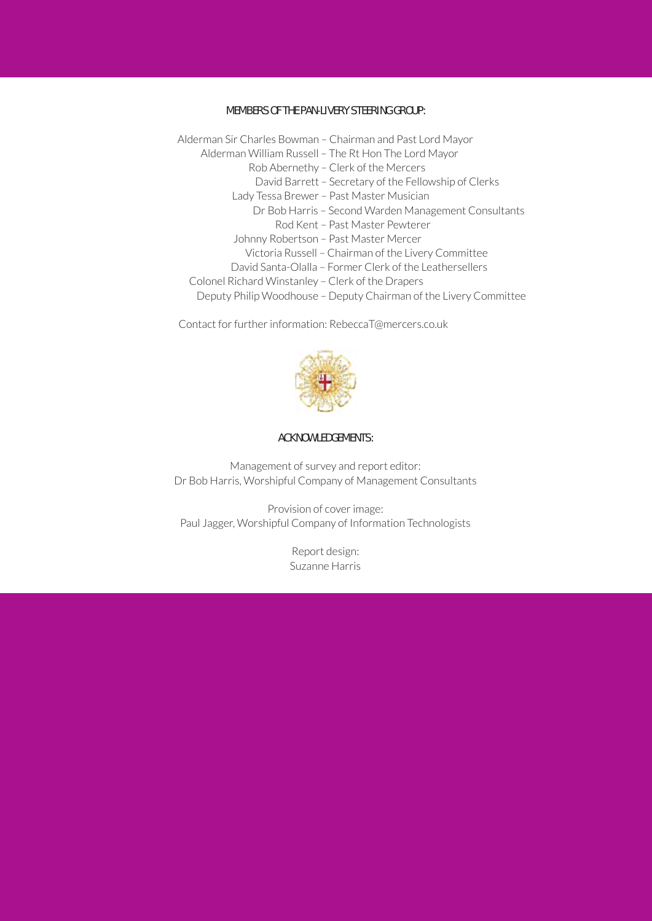## MEMBERS OF THE PAN-LIVERY STEERING GROUP:

Alderman Sir Charles Bowman – Chairman and Past Lord Mayor
Alderman William Russell – The Rt Hon The Lord Mayor
Rob Abernethy – Clerk of the Mercers
David Barrett – Secretary of the Fellowship of Clerks
Lady Tessa Brewer – Past Master Musician
Dr Bob Harris – Second Warden Management Consultants
Rod Kent – Past Master Pewterer
Johnny Robertson – Past Master Mercer
Victoria Russell – Chairman of the Livery Committee
David Santa-Olalla – Former Clerk of the Leathersellers
Colonel Richard Winstanley – Clerk of the Drapers
Deputy Philip Woodhouse – Deputy Chairman of the Livery Committee

Contact for further information: RebeccaT@mercers.co.uk

## ACKNOWLEDGEMENTS:

Management of survey and report editor:
Dr Bob Harris, Worshipful Company of Management Consultants

Provision of cover image:
Paul Jagger, Worshipful Company of Information Technologists

Report design:
Suzanne Harris